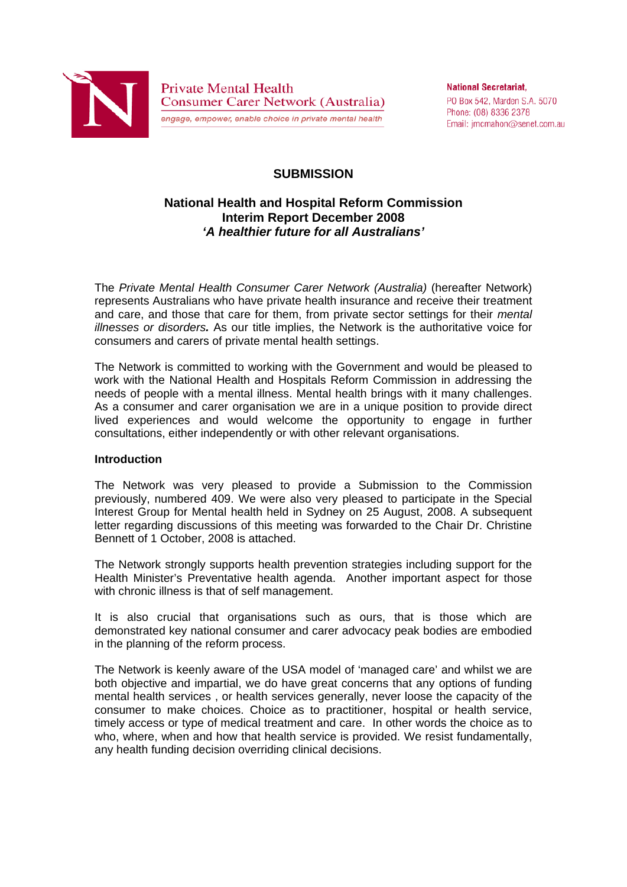Private Mental Health
Consumer Carer Network (Australia)
engage, empower, enable choice in private mental health

**National Secretariat,**
PO Box 542, Marden S.A. 5070
Phone: (08) 8336 2378
Email: jmcmahon@senet.com.au

# SUBMISSION

## National Health and Hospital Reform Commission
## Interim Report December 2008
## *'A healthier future for all Australians'*

The *Private Mental Health Consumer Carer Network (Australia)* (hereafter Network) represents Australians who have private health insurance and receive their treatment and care, and those that care for them, from private sector settings for their *mental illnesses or disorders.* As our title implies, the Network is the authoritative voice for consumers and carers of private mental health settings.

The Network is committed to working with the Government and would be pleased to work with the National Health and Hospitals Reform Commission in addressing the needs of people with a mental illness. Mental health brings with it many challenges. As a consumer and carer organisation we are in a unique position to provide direct lived experiences and would welcome the opportunity to engage in further consultations, either independently or with other relevant organisations.

**Introduction**

The Network was very pleased to provide a Submission to the Commission previously, numbered 409. We were also very pleased to participate in the Special Interest Group for Mental health held in Sydney on 25 August, 2008. A subsequent letter regarding discussions of this meeting was forwarded to the Chair Dr. Christine Bennett of 1 October, 2008 is attached.

The Network strongly supports health prevention strategies including support for the Health Minister's Preventative health agenda. Another important aspect for those with chronic illness is that of self management.

It is also crucial that organisations such as ours, that is those which are demonstrated key national consumer and carer advocacy peak bodies are embodied in the planning of the reform process.

The Network is keenly aware of the USA model of 'managed care' and whilst we are both objective and impartial, we do have great concerns that any options of funding mental health services , or health services generally, never loose the capacity of the consumer to make choices. Choice as to practitioner, hospital or health service, timely access or type of medical treatment and care. In other words the choice as to who, where, when and how that health service is provided. We resist fundamentally, any health funding decision overriding clinical decisions.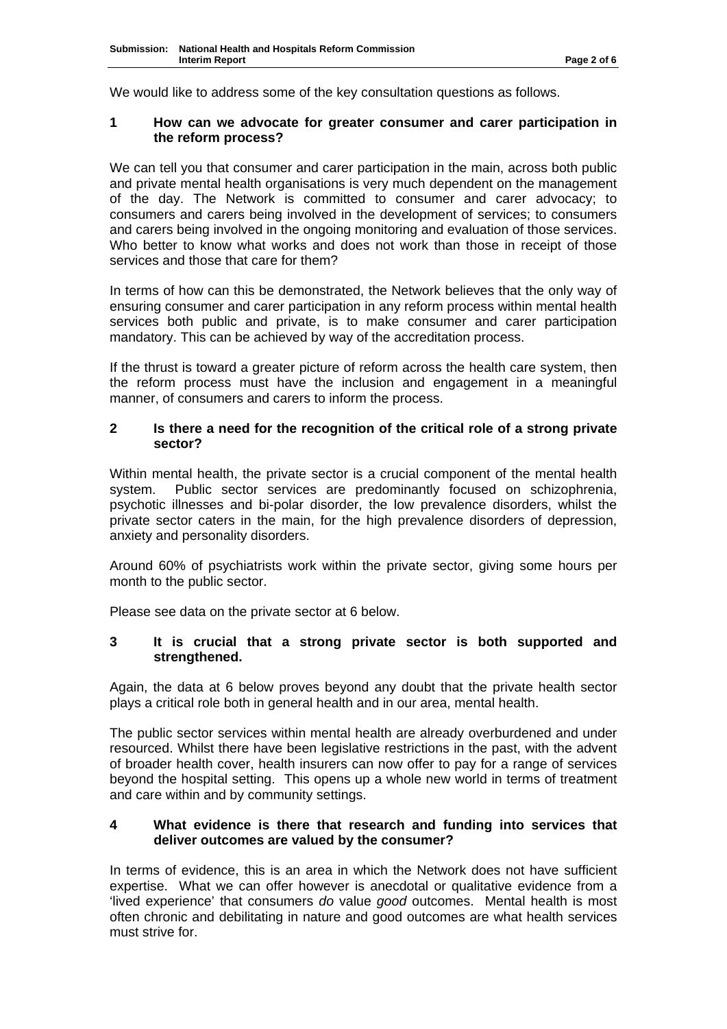We would like to address some of the key consultation questions as follows.

## 1 How can we advocate for greater consumer and carer participation in the reform process?

We can tell you that consumer and carer participation in the main, across both public and private mental health organisations is very much dependent on the management of the day. The Network is committed to consumer and carer advocacy; to consumers and carers being involved in the development of services; to consumers and carers being involved in the ongoing monitoring and evaluation of those services. Who better to know what works and does not work than those in receipt of those services and those that care for them?

In terms of how can this be demonstrated, the Network believes that the only way of ensuring consumer and carer participation in any reform process within mental health services both public and private, is to make consumer and carer participation mandatory. This can be achieved by way of the accreditation process.

If the thrust is toward a greater picture of reform across the health care system, then the reform process must have the inclusion and engagement in a meaningful manner, of consumers and carers to inform the process.

## 2 Is there a need for the recognition of the critical role of a strong private sector?

Within mental health, the private sector is a crucial component of the mental health system. Public sector services are predominantly focused on schizophrenia, psychotic illnesses and bi-polar disorder, the low prevalence disorders, whilst the private sector caters in the main, for the high prevalence disorders of depression, anxiety and personality disorders.

Around 60% of psychiatrists work within the private sector, giving some hours per month to the public sector.

Please see data on the private sector at 6 below.

## 3 It is crucial that a strong private sector is both supported and strengthened.

Again, the data at 6 below proves beyond any doubt that the private health sector plays a critical role both in general health and in our area, mental health.

The public sector services within mental health are already overburdened and under resourced. Whilst there have been legislative restrictions in the past, with the advent of broader health cover, health insurers can now offer to pay for a range of services beyond the hospital setting. This opens up a whole new world in terms of treatment and care within and by community settings.

## 4 What evidence is there that research and funding into services that deliver outcomes are valued by the consumer?

In terms of evidence, this is an area in which the Network does not have sufficient expertise. What we can offer however is anecdotal or qualitative evidence from a 'lived experience' that consumers *do* value *good* outcomes. Mental health is most often chronic and debilitating in nature and good outcomes are what health services must strive for.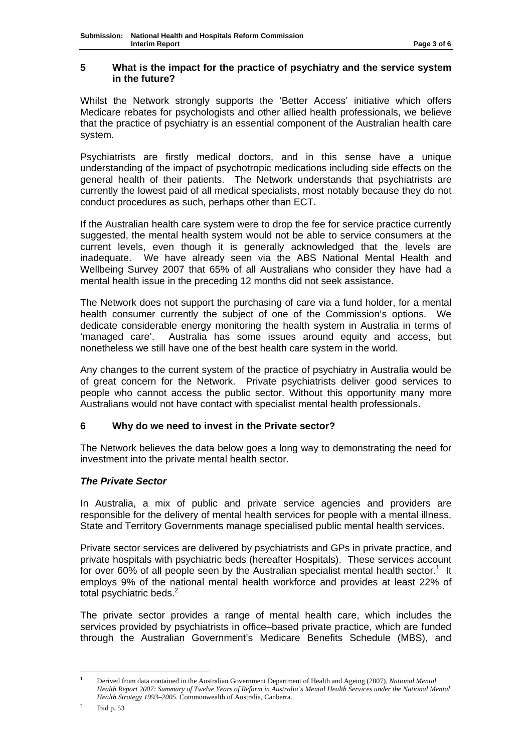## 5 What is the impact for the practice of psychiatry and the service system in the future?

Whilst the Network strongly supports the 'Better Access' initiative which offers Medicare rebates for psychologists and other allied health professionals, we believe that the practice of psychiatry is an essential component of the Australian health care system.

Psychiatrists are firstly medical doctors, and in this sense have a unique understanding of the impact of psychotropic medications including side effects on the general health of their patients. The Network understands that psychiatrists are currently the lowest paid of all medical specialists, most notably because they do not conduct procedures as such, perhaps other than ECT.

If the Australian health care system were to drop the fee for service practice currently suggested, the mental health system would not be able to service consumers at the current levels, even though it is generally acknowledged that the levels are inadequate. We have already seen via the ABS National Mental Health and Wellbeing Survey 2007 that 65% of all Australians who consider they have had a mental health issue in the preceding 12 months did not seek assistance.

The Network does not support the purchasing of care via a fund holder, for a mental health consumer currently the subject of one of the Commission's options. We dedicate considerable energy monitoring the health system in Australia in terms of 'managed care'. Australia has some issues around equity and access, but nonetheless we still have one of the best health care system in the world.

Any changes to the current system of the practice of psychiatry in Australia would be of great concern for the Network. Private psychiatrists deliver good services to people who cannot access the public sector. Without this opportunity many more Australians would not have contact with specialist mental health professionals.

## 6 Why do we need to invest in the Private sector?

The Network believes the data below goes a long way to demonstrating the need for investment into the private mental health sector.

### *The Private Sector*

In Australia, a mix of public and private service agencies and providers are responsible for the delivery of mental health services for people with a mental illness. State and Territory Governments manage specialised public mental health services.

Private sector services are delivered by psychiatrists and GPs in private practice, and private hospitals with psychiatric beds (hereafter Hospitals). These services account for over 60% of all people seen by the Australian specialist mental health sector.[1] It employs 9% of the national mental health workforce and provides at least 22% of total psychiatric beds.[2]

The private sector provides a range of mental health care, which includes the services provided by psychiatrists in office–based private practice, which are funded through the Australian Government's Medicare Benefits Schedule (MBS), and

---

[1] Derived from data contained in the Australian Government Department of Health and Ageing (2007), *National Mental Health Report 2007: Summary of Twelve Years of Reform in Australia's Mental Health Services under the National Mental Health Strategy 1993–2005*. Commonwealth of Australia, Canberra.

[2] Ibid p. 53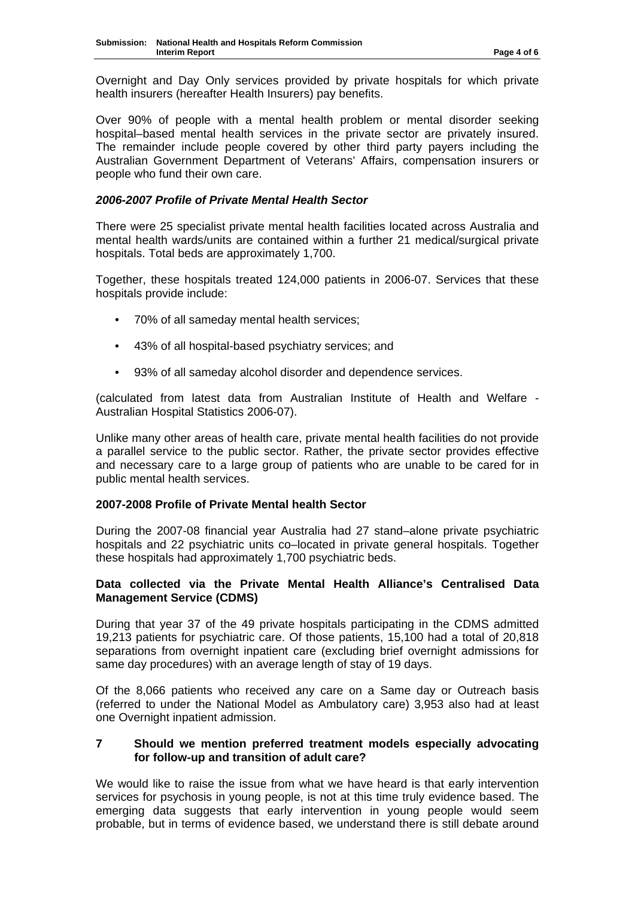Overnight and Day Only services provided by private hospitals for which private health insurers (hereafter Health Insurers) pay benefits.

Over 90% of people with a mental health problem or mental disorder seeking hospital–based mental health services in the private sector are privately insured. The remainder include people covered by other third party payers including the Australian Government Department of Veterans' Affairs, compensation insurers or people who fund their own care.

***2006-2007 Profile of Private Mental Health Sector***

There were 25 specialist private mental health facilities located across Australia and mental health wards/units are contained within a further 21 medical/surgical private hospitals. Total beds are approximately 1,700.

Together, these hospitals treated 124,000 patients in 2006-07. Services that these hospitals provide include:

- 70% of all sameday mental health services;
- 43% of all hospital-based psychiatry services; and
- 93% of all sameday alcohol disorder and dependence services.

(calculated from latest data from Australian Institute of Health and Welfare - Australian Hospital Statistics 2006-07).

Unlike many other areas of health care, private mental health facilities do not provide a parallel service to the public sector. Rather, the private sector provides effective and necessary care to a large group of patients who are unable to be cared for in public mental health services.

**2007-2008 Profile of Private Mental health Sector**

During the 2007-08 financial year Australia had 27 stand–alone private psychiatric hospitals and 22 psychiatric units co–located in private general hospitals. Together these hospitals had approximately 1,700 psychiatric beds.

**Data collected via the Private Mental Health Alliance's Centralised Data Management Service (CDMS)**

During that year 37 of the 49 private hospitals participating in the CDMS admitted 19,213 patients for psychiatric care. Of those patients, 15,100 had a total of 20,818 separations from overnight inpatient care (excluding brief overnight admissions for same day procedures) with an average length of stay of 19 days.

Of the 8,066 patients who received any care on a Same day or Outreach basis (referred to under the National Model as Ambulatory care) 3,953 also had at least one Overnight inpatient admission.

## 7 Should we mention preferred treatment models especially advocating for follow-up and transition of adult care?

We would like to raise the issue from what we have heard is that early intervention services for psychosis in young people, is not at this time truly evidence based. The emerging data suggests that early intervention in young people would seem probable, but in terms of evidence based, we understand there is still debate around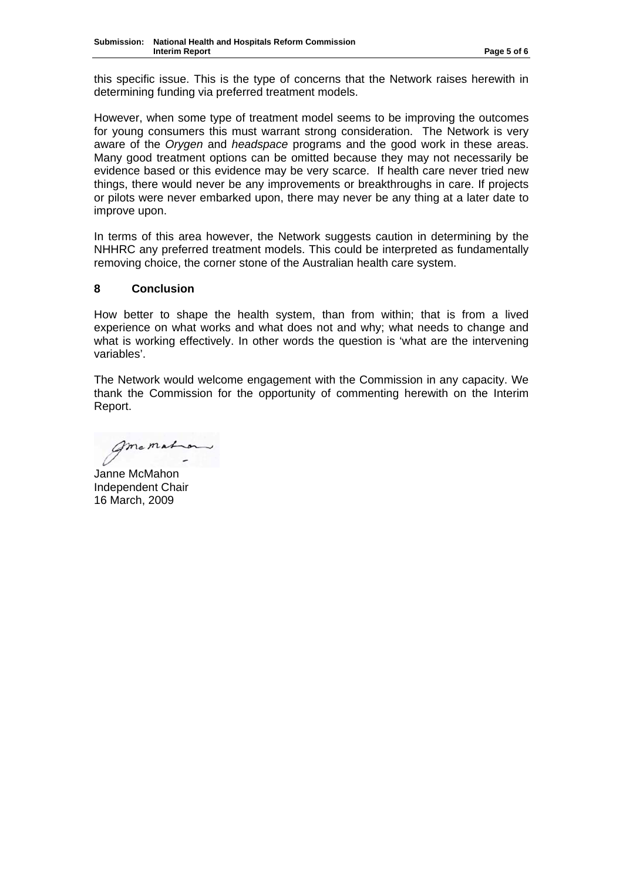this specific issue. This is the type of concerns that the Network raises herewith in determining funding via preferred treatment models.

However, when some type of treatment model seems to be improving the outcomes for young consumers this must warrant strong consideration. The Network is very aware of the *Orygen* and *headspace* programs and the good work in these areas. Many good treatment options can be omitted because they may not necessarily be evidence based or this evidence may be very scarce. If health care never tried new things, there would never be any improvements or breakthroughs in care. If projects or pilots were never embarked upon, there may never be any thing at a later date to improve upon.

In terms of this area however, the Network suggests caution in determining by the NHHRC any preferred treatment models. This could be interpreted as fundamentally removing choice, the corner stone of the Australian health care system.

## 8 Conclusion

How better to shape the health system, than from within; that is from a lived experience on what works and what does not and why; what needs to change and what is working effectively. In other words the question is 'what are the intervening variables'.

The Network would welcome engagement with the Commission in any capacity. We thank the Commission for the opportunity of commenting herewith on the Interim Report.

Janne McMahon
Independent Chair
16 March, 2009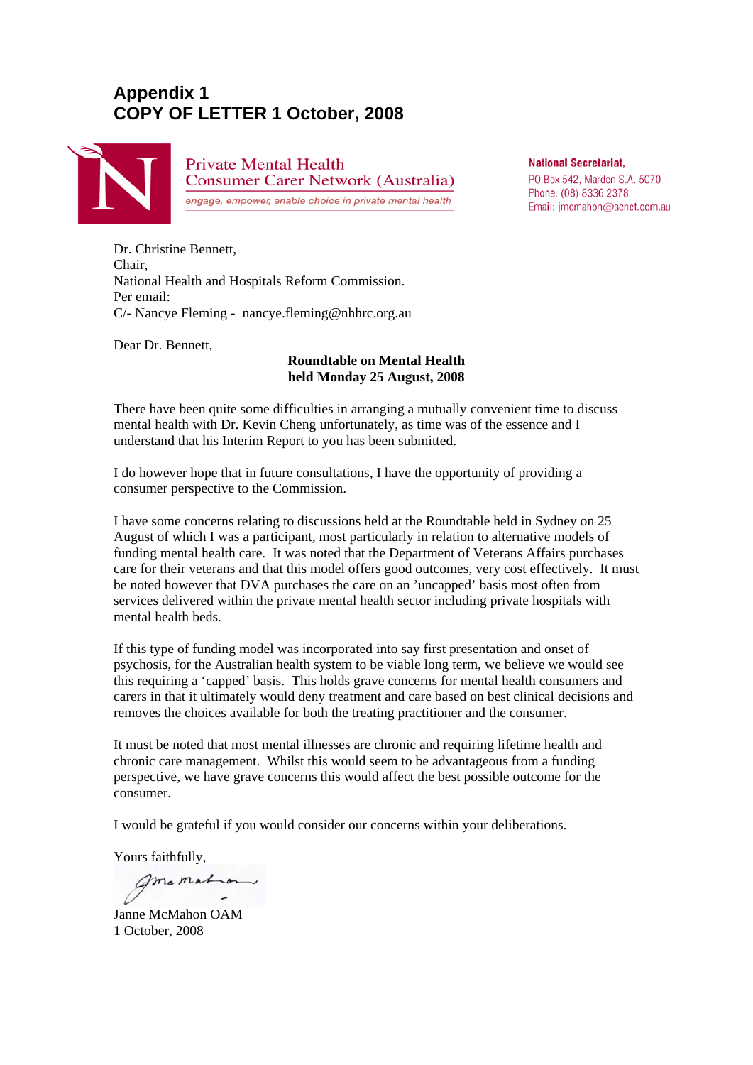# Appendix 1
# COPY OF LETTER 1 October, 2008

Private Mental Health
Consumer Carer Network (Australia)
engage, empower, enable choice in private mental health

**National Secretariat,**
PO Box 542, Marden S.A. 5070
Phone: (08) 8336 2378
Email: jmcmahon@senet.com.au

Dr. Christine Bennett,
Chair,
National Health and Hospitals Reform Commission.
Per email:
C/- Nancye Fleming - nancye.fleming@nhhrc.org.au

Dear Dr. Bennett,

**Roundtable on Mental Health**
**held Monday 25 August, 2008**

There have been quite some difficulties in arranging a mutually convenient time to discuss mental health with Dr. Kevin Cheng unfortunately, as time was of the essence and I understand that his Interim Report to you has been submitted.

I do however hope that in future consultations, I have the opportunity of providing a consumer perspective to the Commission.

I have some concerns relating to discussions held at the Roundtable held in Sydney on 25 August of which I was a participant, most particularly in relation to alternative models of funding mental health care. It was noted that the Department of Veterans Affairs purchases care for their veterans and that this model offers good outcomes, very cost effectively. It must be noted however that DVA purchases the care on an 'uncapped' basis most often from services delivered within the private mental health sector including private hospitals with mental health beds.

If this type of funding model was incorporated into say first presentation and onset of psychosis, for the Australian health system to be viable long term, we believe we would see this requiring a 'capped' basis. This holds grave concerns for mental health consumers and carers in that it ultimately would deny treatment and care based on best clinical decisions and removes the choices available for both the treating practitioner and the consumer.

It must be noted that most mental illnesses are chronic and requiring lifetime health and chronic care management. Whilst this would seem to be advantageous from a funding perspective, we have grave concerns this would affect the best possible outcome for the consumer.

I would be grateful if you would consider our concerns within your deliberations.

Yours faithfully,

Janne McMahon OAM
1 October, 2008